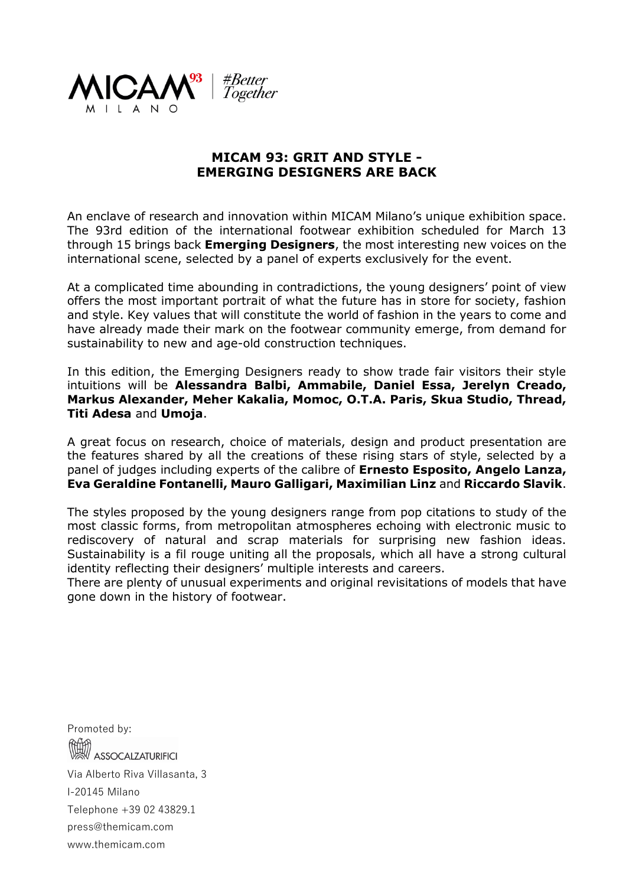MICAM[93] MILANO | #Better Together

## MICAM 93: GRIT AND STYLE - EMERGING DESIGNERS ARE BACK

An enclave of research and innovation within MICAM Milano's unique exhibition space. The 93rd edition of the international footwear exhibition scheduled for March 13 through 15 brings back **Emerging Designers**, the most interesting new voices on the international scene, selected by a panel of experts exclusively for the event.

At a complicated time abounding in contradictions, the young designers' point of view offers the most important portrait of what the future has in store for society, fashion and style. Key values that will constitute the world of fashion in the years to come and have already made their mark on the footwear community emerge, from demand for sustainability to new and age-old construction techniques.

In this edition, the Emerging Designers ready to show trade fair visitors their style intuitions will be **Alessandra Balbi, Ammabile, Daniel Essa, Jerelyn Creado, Markus Alexander, Meher Kakalia, Momoc, O.T.A. Paris, Skua Studio, Thread, Titi Adesa** and **Umoja**.

A great focus on research, choice of materials, design and product presentation are the features shared by all the creations of these rising stars of style, selected by a panel of judges including experts of the calibre of **Ernesto Esposito, Angelo Lanza, Eva Geraldine Fontanelli, Mauro Galligari, Maximilian Linz** and **Riccardo Slavik**.

The styles proposed by the young designers range from pop citations to study of the most classic forms, from metropolitan atmospheres echoing with electronic music to rediscovery of natural and scrap materials for surprising new fashion ideas. Sustainability is a fil rouge uniting all the proposals, which all have a strong cultural identity reflecting their designers' multiple interests and careers.
There are plenty of unusual experiments and original revisitations of models that have gone down in the history of footwear.

Promoted by:
ASSOCALZATURIFICI
Via Alberto Riva Villasanta, 3
I-20145 Milano
Telephone +39 02 43829.1
press@themicam.com
www.themicam.com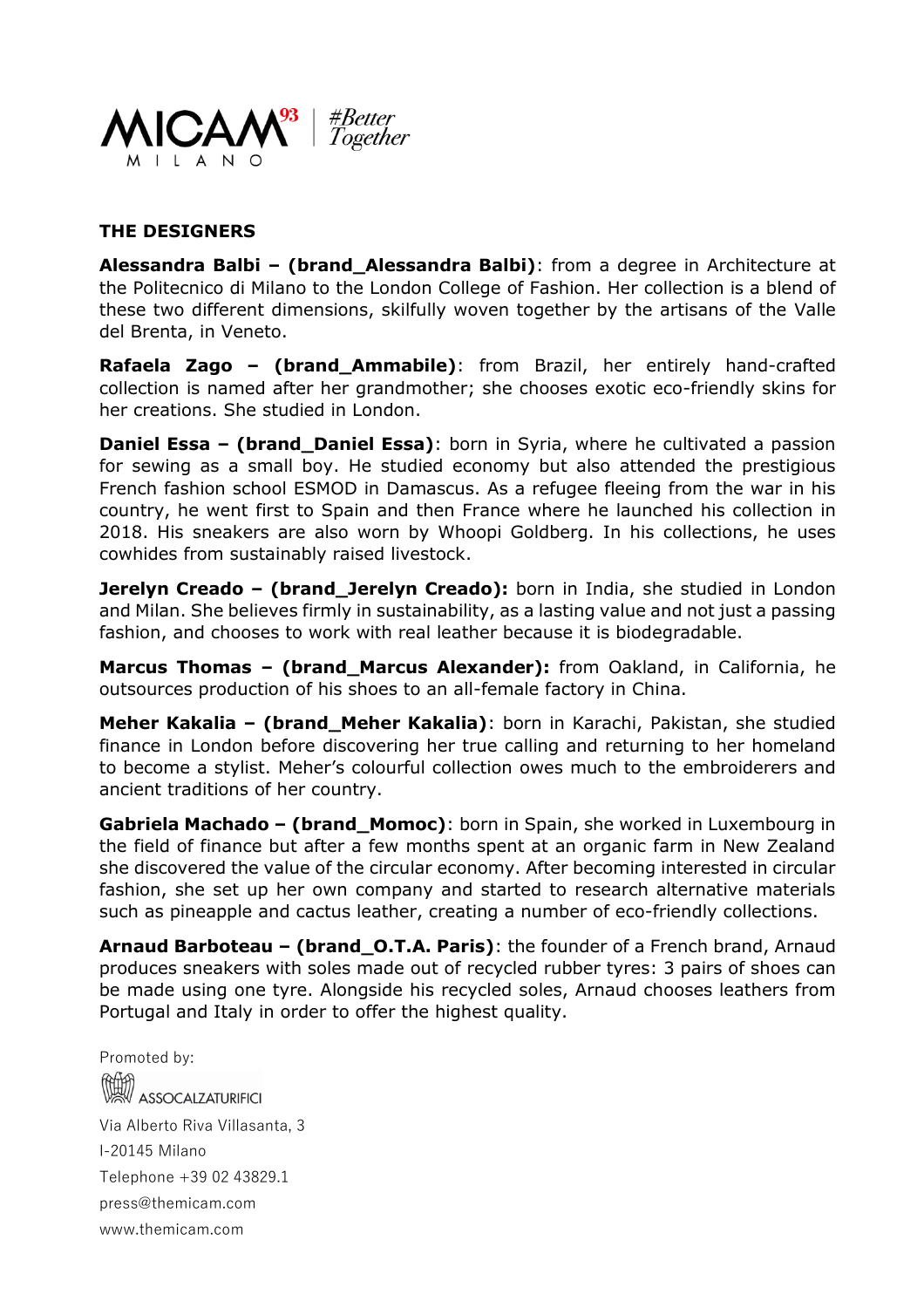**THE DESIGNERS**

**Alessandra Balbi – (brand_Alessandra Balbi)**: from a degree in Architecture at the Politecnico di Milano to the London College of Fashion. Her collection is a blend of these two different dimensions, skilfully woven together by the artisans of the Valle del Brenta, in Veneto.

**Rafaela Zago – (brand_Ammabile)**: from Brazil, her entirely hand-crafted collection is named after her grandmother; she chooses exotic eco-friendly skins for her creations. She studied in London.

**Daniel Essa – (brand_Daniel Essa)**: born in Syria, where he cultivated a passion for sewing as a small boy. He studied economy but also attended the prestigious French fashion school ESMOD in Damascus. As a refugee fleeing from the war in his country, he went first to Spain and then France where he launched his collection in 2018. His sneakers are also worn by Whoopi Goldberg. In his collections, he uses cowhides from sustainably raised livestock.

**Jerelyn Creado – (brand_Jerelyn Creado):** born in India, she studied in London and Milan. She believes firmly in sustainability, as a lasting value and not just a passing fashion, and chooses to work with real leather because it is biodegradable.

**Marcus Thomas – (brand_Marcus Alexander):** from Oakland, in California, he outsources production of his shoes to an all-female factory in China.

**Meher Kakalia – (brand_Meher Kakalia)**: born in Karachi, Pakistan, she studied finance in London before discovering her true calling and returning to her homeland to become a stylist. Meher's colourful collection owes much to the embroiderers and ancient traditions of her country.

**Gabriela Machado – (brand_Momoc)**: born in Spain, she worked in Luxembourg in the field of finance but after a few months spent at an organic farm in New Zealand she discovered the value of the circular economy. After becoming interested in circular fashion, she set up her own company and started to research alternative materials such as pineapple and cactus leather, creating a number of eco-friendly collections.

**Arnaud Barboteau – (brand_O.T.A. Paris)**: the founder of a French brand, Arnaud produces sneakers with soles made out of recycled rubber tyres: 3 pairs of shoes can be made using one tyre. Alongside his recycled soles, Arnaud chooses leathers from Portugal and Italy in order to offer the highest quality.

Promoted by:

ASSOCALZATURIFICI

Via Alberto Riva Villasanta, 3
I-20145 Milano
Telephone +39 02 43829.1
press@themicam.com
www.themicam.com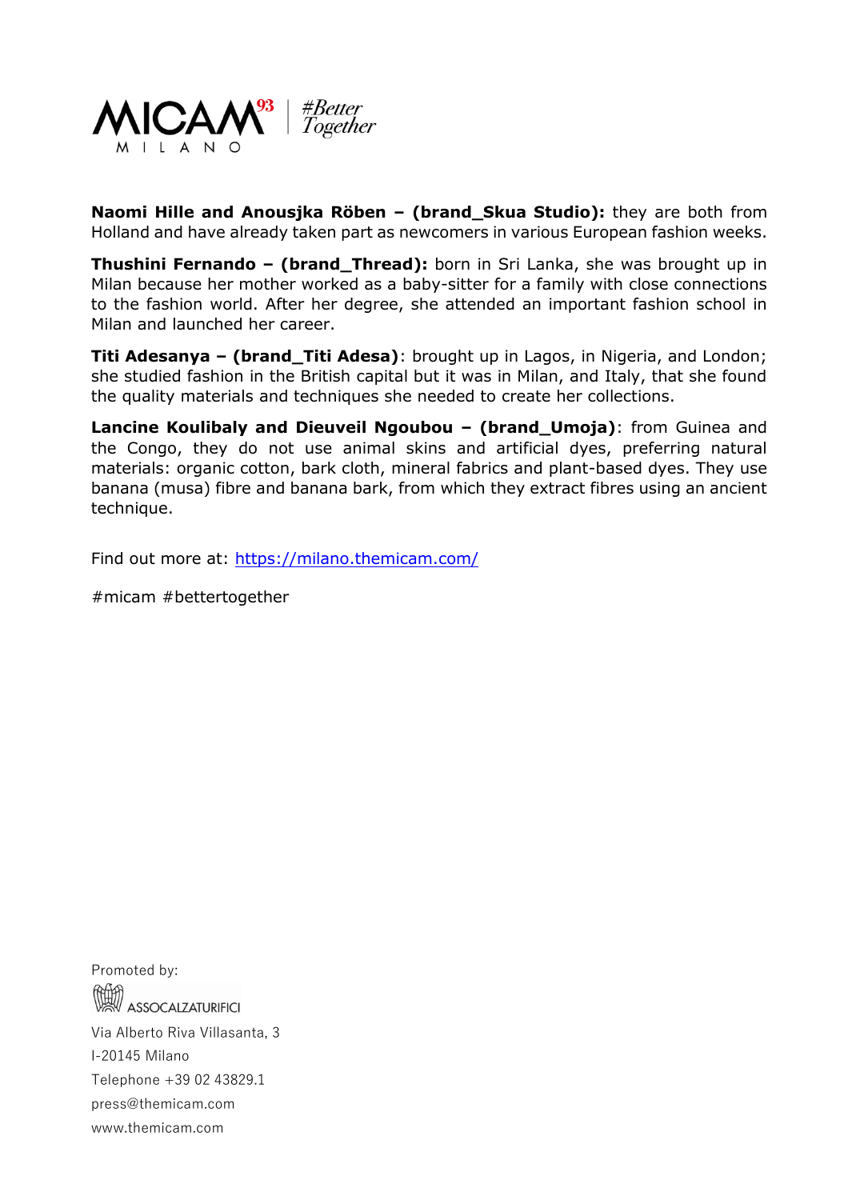**Naomi Hille and Anousjka Röben – (brand_Skua Studio):** they are both from Holland and have already taken part as newcomers in various European fashion weeks.

**Thushini Fernando – (brand_Thread):** born in Sri Lanka, she was brought up in Milan because her mother worked as a baby-sitter for a family with close connections to the fashion world. After her degree, she attended an important fashion school in Milan and launched her career.

**Titi Adesanya – (brand_Titi Adesa)**: brought up in Lagos, in Nigeria, and London; she studied fashion in the British capital but it was in Milan, and Italy, that she found the quality materials and techniques she needed to create her collections.

**Lancine Koulibaly and Dieuveil Ngoubou – (brand_Umoja)**: from Guinea and the Congo, they do not use animal skins and artificial dyes, preferring natural materials: organic cotton, bark cloth, mineral fabrics and plant-based dyes. They use banana (musa) fibre and banana bark, from which they extract fibres using an ancient technique.

Find out more at: [https://milano.themicam.com/](https://milano.themicam.com/)

#micam #bettertogether

Promoted by:

ASSOCALZATURIFICI

Via Alberto Riva Villasanta, 3

I-20145 Milano

Telephone +39 02 43829.1

press@themicam.com

www.themicam.com